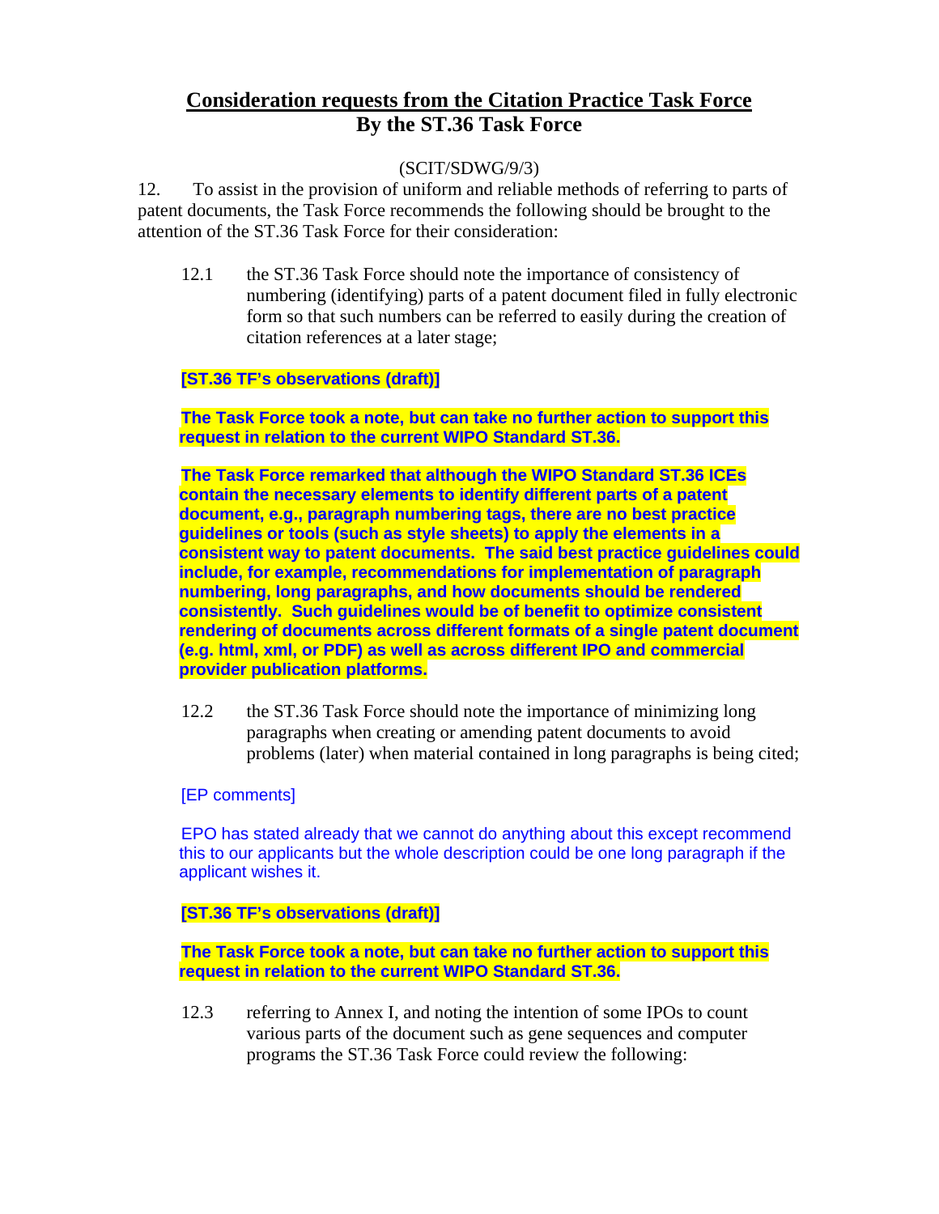# Consideration requests from the Citation Practice Task Force
## By the ST.36 Task Force

(SCIT/SDWG/9/3)

12. To assist in the provision of uniform and reliable methods of referring to parts of patent documents, the Task Force recommends the following should be brought to the attention of the ST.36 Task Force for their consideration:

12.1 the ST.36 Task Force should note the importance of consistency of numbering (identifying) parts of a patent document filed in fully electronic form so that such numbers can be referred to easily during the creation of citation references at a later stage;

**[ST.36 TF's observations (draft)]**

**The Task Force took a note, but can take no further action to support this request in relation to the current WIPO Standard ST.36.**

**The Task Force remarked that although the WIPO Standard ST.36 ICEs contain the necessary elements to identify different parts of a patent document, e.g., paragraph numbering tags, there are no best practice guidelines or tools (such as style sheets) to apply the elements in a consistent way to patent documents. The said best practice guidelines could include, for example, recommendations for implementation of paragraph numbering, long paragraphs, and how documents should be rendered consistently. Such guidelines would be of benefit to optimize consistent rendering of documents across different formats of a single patent document (e.g. html, xml, or PDF) as well as across different IPO and commercial provider publication platforms.**

12.2 the ST.36 Task Force should note the importance of minimizing long paragraphs when creating or amending patent documents to avoid problems (later) when material contained in long paragraphs is being cited;

[EP comments]

EPO has stated already that we cannot do anything about this except recommend this to our applicants but the whole description could be one long paragraph if the applicant wishes it.

**[ST.36 TF's observations (draft)]**

**The Task Force took a note, but can take no further action to support this request in relation to the current WIPO Standard ST.36.**

12.3 referring to Annex I, and noting the intention of some IPOs to count various parts of the document such as gene sequences and computer programs the ST.36 Task Force could review the following: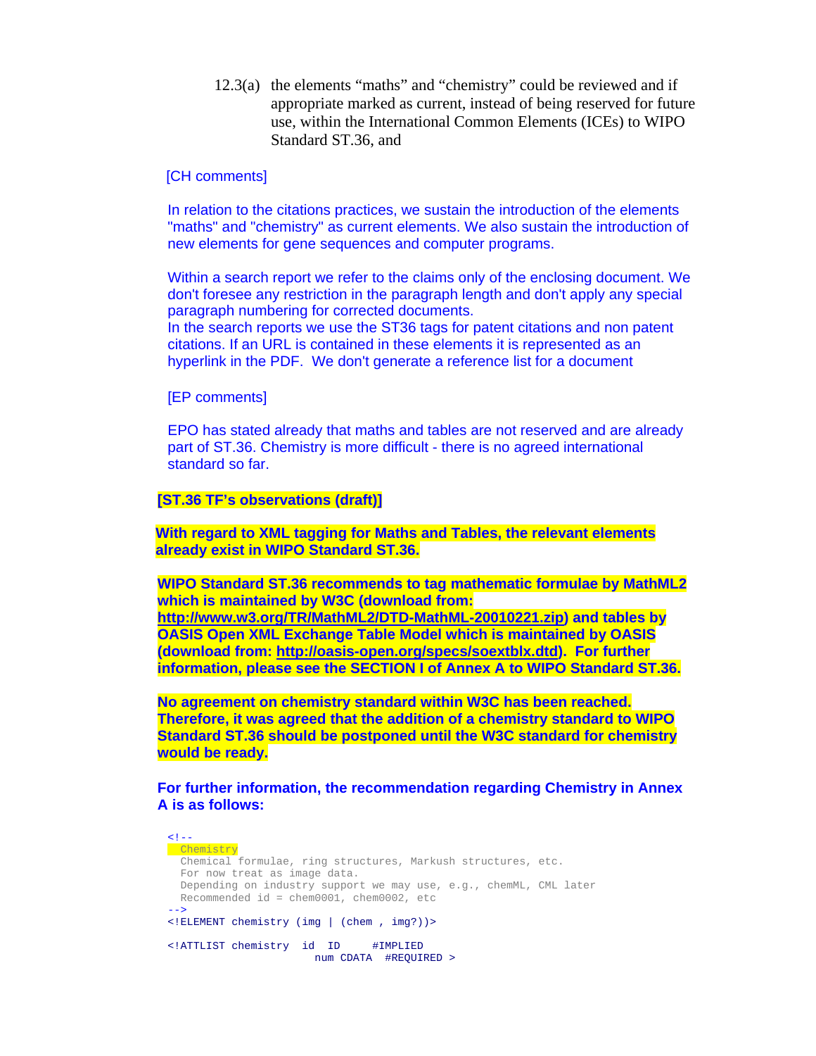12.3(a) the elements "maths" and "chemistry" could be reviewed and if appropriate marked as current, instead of being reserved for future use, within the International Common Elements (ICEs) to WIPO Standard ST.36, and

[CH comments]

In relation to the citations practices, we sustain the introduction of the elements "maths" and "chemistry" as current elements. We also sustain the introduction of new elements for gene sequences and computer programs.

Within a search report we refer to the claims only of the enclosing document. We don't foresee any restriction in the paragraph length and don't apply any special paragraph numbering for corrected documents.
In the search reports we use the ST36 tags for patent citations and non patent citations. If an URL is contained in these elements it is represented as an hyperlink in the PDF. We don't generate a reference list for a document

[EP comments]

EPO has stated already that maths and tables are not reserved and are already part of ST.36. Chemistry is more difficult - there is no agreed international standard so far.

**[ST.36 TF's observations (draft)]**

**With regard to XML tagging for Maths and Tables, the relevant elements already exist in WIPO Standard ST.36.**

**WIPO Standard ST.36 recommends to tag mathematic formulae by MathML2 which is maintained by W3C (download from: http://www.w3.org/TR/MathML2/DTD-MathML-20010221.zip) and tables by OASIS Open XML Exchange Table Model which is maintained by OASIS (download from: http://oasis-open.org/specs/soextblx.dtd). For further information, please see the SECTION I of Annex A to WIPO Standard ST.36.**

**No agreement on chemistry standard within W3C has been reached. Therefore, it was agreed that the addition of a chemistry standard to WIPO Standard ST.36 should be postponed until the W3C standard for chemistry would be ready.**

**For further information, the recommendation regarding Chemistry in Annex A is as follows:**

```
<!--
  Chemistry
  Chemical formulae, ring structures, Markush structures, etc.
  For now treat as image data.
  Depending on industry support we may use, e.g., chemML, CML later
  Recommended id = chem0001, chem0002, etc
-->
<!ELEMENT chemistry (img | (chem , img?))>

<!ATTLIST chemistry  id  ID     #IMPLIED
                       num CDATA  #REQUIRED >
```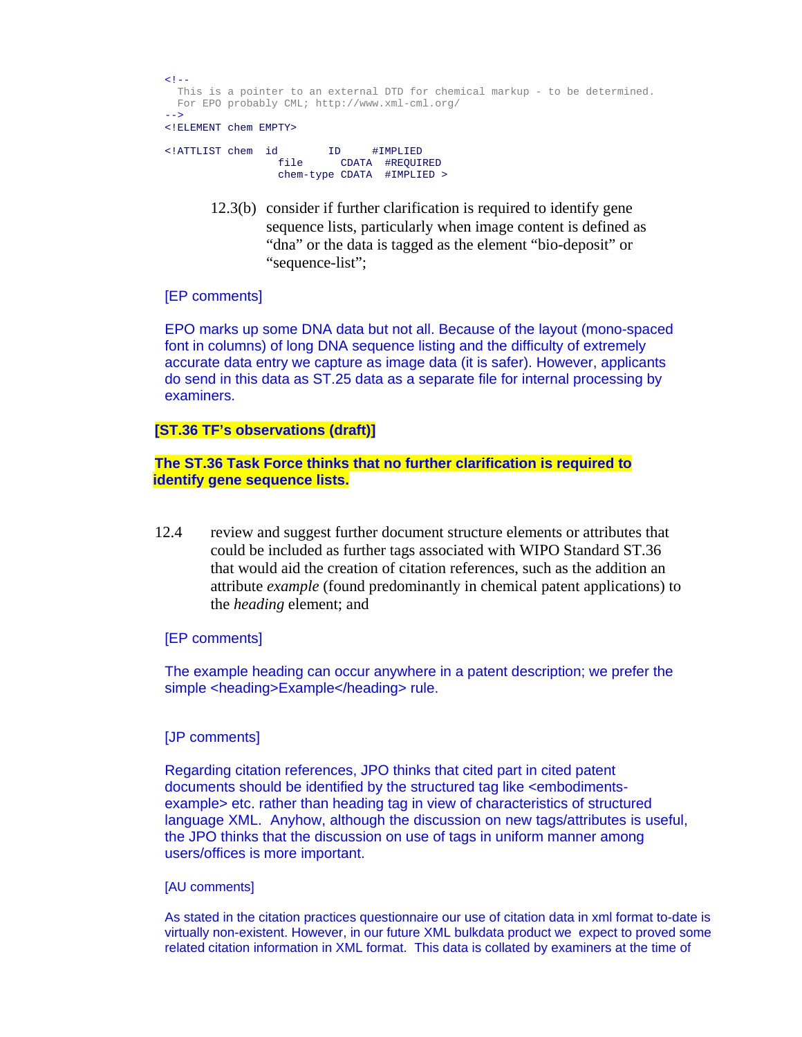```
<!--
  This is a pointer to an external DTD for chemical markup - to be determined.
  For EPO probably CML; http://www.xml-cml.org/
-->
<!ELEMENT chem EMPTY>

<!ATTLIST chem  id        ID     #IMPLIED
                file      CDATA  #REQUIRED
                chem-type CDATA  #IMPLIED >
```

12.3(b) consider if further clarification is required to identify gene sequence lists, particularly when image content is defined as “dna” or the data is tagged as the element “bio-deposit” or “sequence-list”;

[EP comments]

EPO marks up some DNA data but not all. Because of the layout (mono-spaced font in columns) of long DNA sequence listing and the difficulty of extremely accurate data entry we capture as image data (it is safer). However, applicants do send in this data as ST.25 data as a separate file for internal processing by examiners.

**[ST.36 TF’s observations (draft)]**

**The ST.36 Task Force thinks that no further clarification is required to identify gene sequence lists.**

12.4 review and suggest further document structure elements or attributes that could be included as further tags associated with WIPO Standard ST.36 that would aid the creation of citation references, such as the addition an attribute *example* (found predominantly in chemical patent applications) to the *heading* element; and

[EP comments]

The example heading can occur anywhere in a patent description; we prefer the simple <heading>Example</heading> rule.

[JP comments]

Regarding citation references, JPO thinks that cited part in cited patent documents should be identified by the structured tag like <embodiments-example> etc. rather than heading tag in view of characteristics of structured language XML. Anyhow, although the discussion on new tags/attributes is useful, the JPO thinks that the discussion on use of tags in uniform manner among users/offices is more important.

[AU comments]

As stated in the citation practices questionnaire our use of citation data in xml format to-date is virtually non-existent. However, in our future XML bulkdata product we expect to proved some related citation information in XML format. This data is collated by examiners at the time of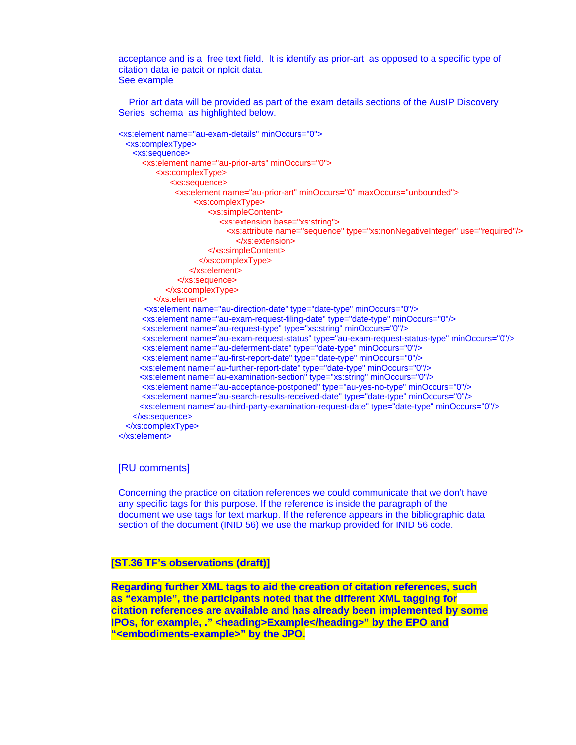acceptance and is a free text field. It is identify as prior-art as opposed to a specific type of citation data ie patcit or nplcit data.
See example

Prior art data will be provided as part of the exam details sections of the AusIP Discovery Series schema as highlighted below.

```
<xs:element name="au-exam-details" minOccurs="0">
  <xs:complexType>
    <xs:sequence>
      <xs:element name="au-prior-arts" minOccurs="0">
        <xs:complexType>
          <xs:sequence>
            <xs:element name="au-prior-art" minOccurs="0" maxOccurs="unbounded">
              <xs:complexType>
                <xs:simpleContent>
                  <xs:extension base="xs:string">
                    <xs:attribute name="sequence" type="xs:nonNegativeInteger" use="required"/>
                  </xs:extension>
                </xs:simpleContent>
              </xs:complexType>
            </xs:element>
          </xs:sequence>
        </xs:complexType>
      </xs:element>
      <xs:element name="au-direction-date" type="date-type" minOccurs="0"/>
      <xs:element name="au-exam-request-filing-date" type="date-type" minOccurs="0"/>
      <xs:element name="au-request-type" type="xs:string" minOccurs="0"/>
      <xs:element name="au-exam-request-status" type="au-exam-request-status-type" minOccurs="0"/>
      <xs:element name="au-deferment-date" type="date-type" minOccurs="0"/>
      <xs:element name="au-first-report-date" type="date-type" minOccurs="0"/>
      <xs:element name="au-further-report-date" type="date-type" minOccurs="0"/>
      <xs:element name="au-examination-section" type="xs:string" minOccurs="0"/>
      <xs:element name="au-acceptance-postponed" type="au-yes-no-type" minOccurs="0"/>
      <xs:element name="au-search-results-received-date" type="date-type" minOccurs="0"/>
      <xs:element name="au-third-party-examination-request-date" type="date-type" minOccurs="0"/>
    </xs:sequence>
  </xs:complexType>
</xs:element>
```

[RU comments]

Concerning the practice on citation references we could communicate that we don't have any specific tags for this purpose. If the reference is inside the paragraph of the document we use tags for text markup. If the reference appears in the bibliographic data section of the document (INID 56) we use the markup provided for INID 56 code.

**[ST.36 TF's observations (draft)]**

**Regarding further XML tags to aid the creation of citation references, such as "example", the participants noted that the different XML tagging for citation references are available and has already been implemented by some IPOs, for example, ." <heading>Example</heading>" by the EPO and "<embodiments-example>" by the JPO.**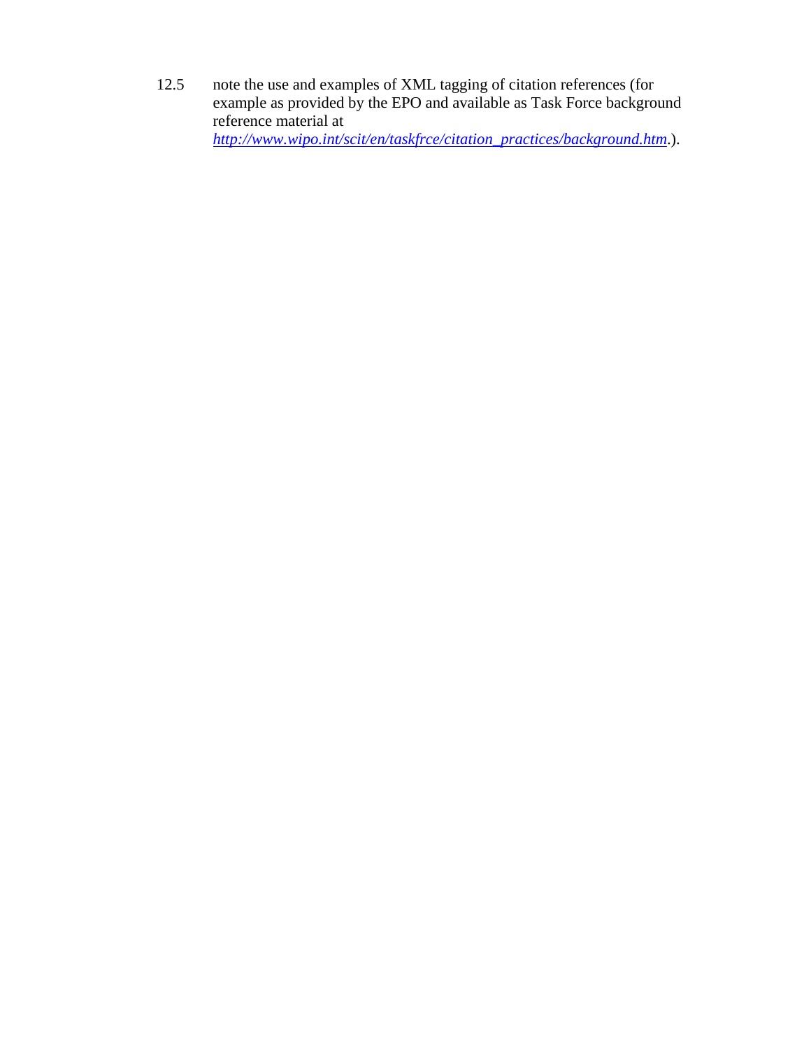12.5 note the use and examples of XML tagging of citation references (for example as provided by the EPO and available as Task Force background reference material at *http://www.wipo.int/scit/en/taskfrce/citation_practices/background.htm*.).